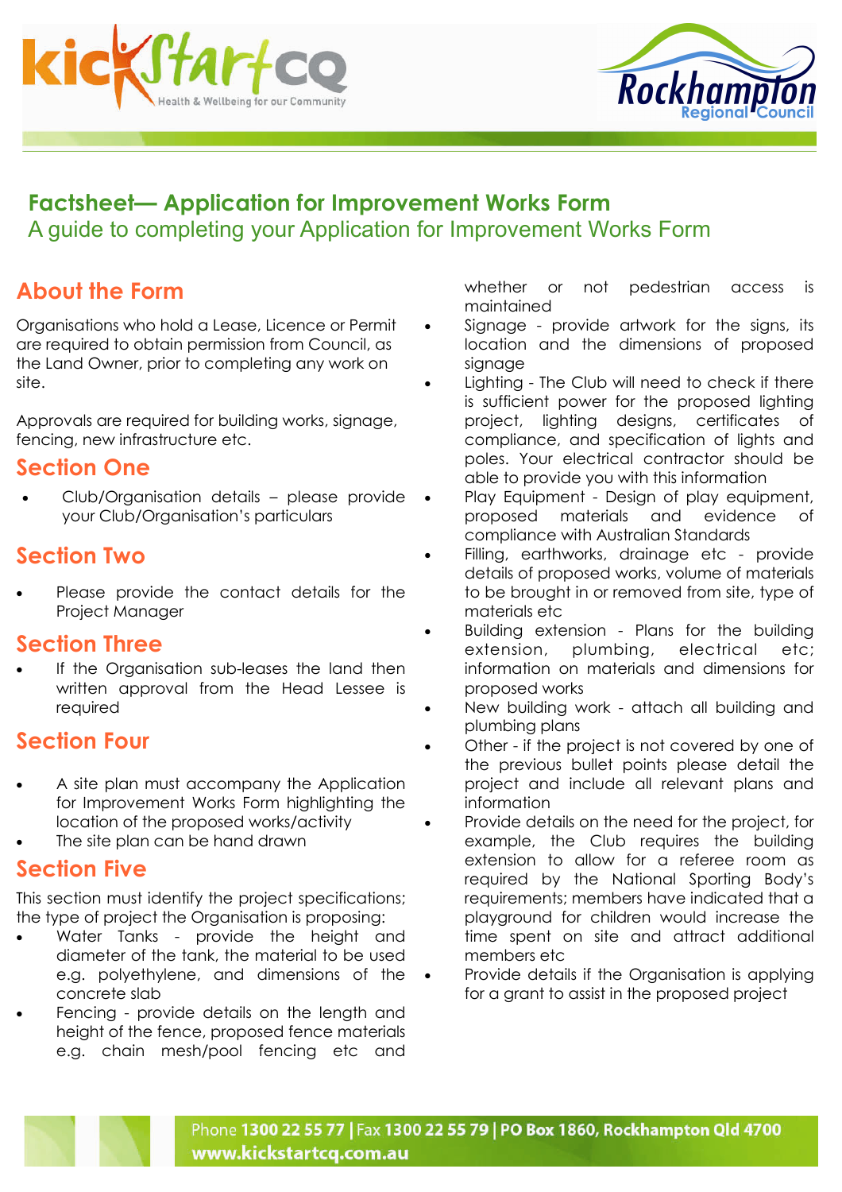# Factsheet— Application for Improvement Works Form

A guide to completing your Application for Improvement Works Form

## About the Form

Organisations who hold a Lease, Licence or Permit are required to obtain permission from Council, as the Land Owner, prior to completing any work on site.

Approvals are required for building works, signage, fencing, new infrastructure etc.

## Section One

- Club/Organisation details – please provide your Club/Organisation's particulars

## Section Two

- Please provide the contact details for the Project Manager

## Section Three

- If the Organisation sub-leases the land then written approval from the Head Lessee is required

## Section Four

- A site plan must accompany the Application for Improvement Works Form highlighting the location of the proposed works/activity
- The site plan can be hand drawn

## Section Five

This section must identify the project specifications; the type of project the Organisation is proposing:

- Water Tanks - provide the height and diameter of the tank, the material to be used e.g. polyethylene, and dimensions of the concrete slab
- Fencing - provide details on the length and height of the fence, proposed fence materials e.g. chain mesh/pool fencing etc and whether or not pedestrian access is maintained
- Signage - provide artwork for the signs, its location and the dimensions of proposed signage
- Lighting - The Club will need to check if there is sufficient power for the proposed lighting project, lighting designs, certificates of compliance, and specification of lights and poles. Your electrical contractor should be able to provide you with this information
- Play Equipment - Design of play equipment, proposed materials and evidence of compliance with Australian Standards
- Filling, earthworks, drainage etc - provide details of proposed works, volume of materials to be brought in or removed from site, type of materials etc
- Building extension - Plans for the building extension, plumbing, electrical etc; information on materials and dimensions for proposed works
- New building work - attach all building and plumbing plans
- Other - if the project is not covered by one of the previous bullet points please detail the project and include all relevant plans and information
- Provide details on the need for the project, for example, the Club requires the building extension to allow for a referee room as required by the National Sporting Body's requirements; members have indicated that a playground for children would increase the time spent on site and attract additional members etc
- Provide details if the Organisation is applying for a grant to assist in the proposed project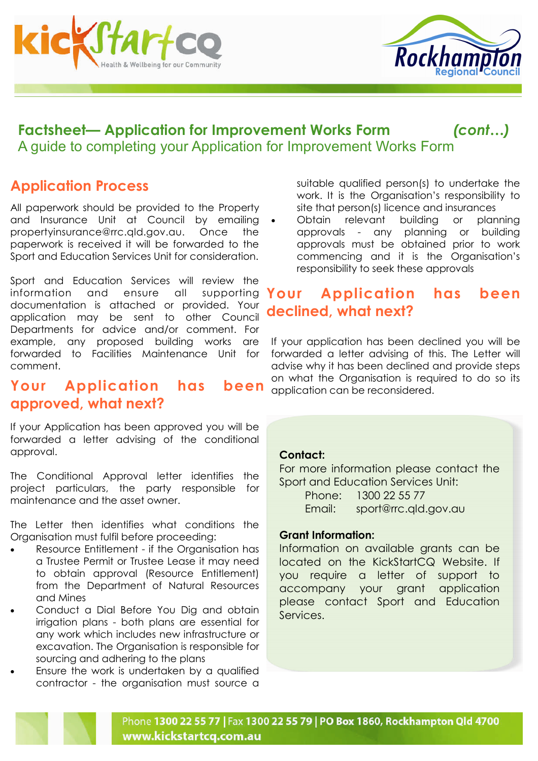# Factsheet— Application for Improvement Works Form *(cont…)*

A guide to completing your Application for Improvement Works Form

## Application Process

All paperwork should be provided to the Property and Insurance Unit at Council by emailing propertyinsurance@rrc.qld.gov.au. Once the paperwork is received it will be forwarded to the Sport and Education Services Unit for consideration.

Sport and Education Services will review the information and ensure all supporting documentation is attached or provided. Your application may be sent to other Council Departments for advice and/or comment. For example, any proposed building works are forwarded to Facilities Maintenance Unit for comment.

## Your Application has been approved, what next?

If your Application has been approved you will be forwarded a letter advising of the conditional approval.

The Conditional Approval letter identifies the project particulars, the party responsible for maintenance and the asset owner.

The Letter then identifies what conditions the Organisation must fulfil before proceeding:

- Resource Entitlement - if the Organisation has a Trustee Permit or Trustee Lease it may need to obtain approval (Resource Entitlement) from the Department of Natural Resources and Mines
- Conduct a Dial Before You Dig and obtain irrigation plans - both plans are essential for any work which includes new infrastructure or excavation. The Organisation is responsible for sourcing and adhering to the plans
- Ensure the work is undertaken by a qualified contractor - the organisation must source a suitable qualified person(s) to undertake the work. It is the Organisation's responsibility to site that person(s) licence and insurances
- Obtain relevant building or planning approvals - any planning or building approvals must be obtained prior to work commencing and it is the Organisation's responsibility to seek these approvals

## Your Application has been declined, what next?

If your application has been declined you will be forwarded a letter advising of this. The Letter will advise why it has been declined and provide steps on what the Organisation is required to do so its application can be reconsidered.

**Contact:**

For more information please contact the Sport and Education Services Unit:

Phone: 1300 22 55 77

Email: sport@rrc.qld.gov.au

**Grant Information:**

Information on available grants can be located on the KickStartCQ Website. If you require a letter of support to accompany your grant application please contact Sport and Education Services.